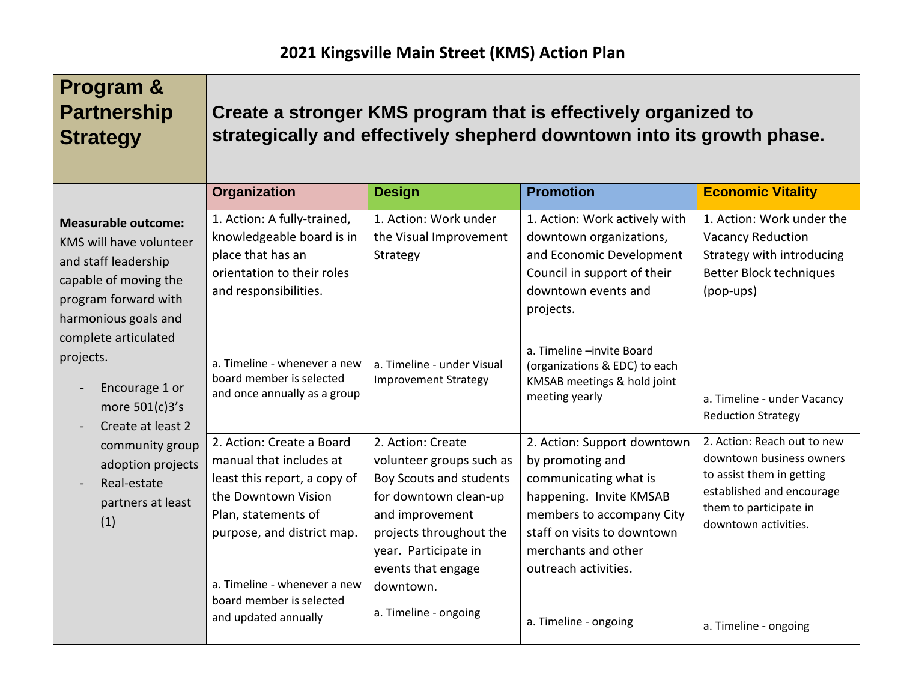# 2021 Kingsville Main Street (KMS) Action Plan

| **Program & Partnership Strategy** | **Create a stronger KMS program that is effectively organized to strategically and effectively shepherd downtown into its growth phase.** | | | |
|---|---|---|---|---|
| | **Organization** | **Design** | **Promotion** | **Economic Vitality** |
| **Measurable outcome:** KMS will have volunteer and staff leadership capable of moving the program forward with harmonious goals and complete articulated projects.<br>- Encourage 1 or more 501(c)3's<br>- Create at least 2 community group adoption projects<br>- Real-estate partners at least (1) | 1. Action: A fully-trained, knowledgeable board is in place that has an orientation to their roles and responsibilities.<br><br>a. Timeline - whenever a new board member is selected and once annually as a group | 1. Action: Work under the Visual Improvement Strategy<br><br>a. Timeline - under Visual Improvement Strategy | 1. Action: Work actively with downtown organizations, and Economic Development Council in support of their downtown events and projects.<br><br>a. Timeline –invite Board (organizations & EDC) to each KMSAB meetings & hold joint meeting yearly | 1. Action: Work under the Vacancy Reduction Strategy with introducing Better Block techniques (pop-ups)<br><br>a. Timeline - under Vacancy Reduction Strategy |
| | 2. Action: Create a Board manual that includes at least this report, a copy of the Downtown Vision Plan, statements of purpose, and district map.<br><br>a. Timeline - whenever a new board member is selected and updated annually | 2. Action: Create volunteer groups such as Boy Scouts and students for downtown clean-up and improvement projects throughout the year. Participate in events that engage downtown.<br><br>a. Timeline - ongoing | 2. Action: Support downtown by promoting and communicating what is happening. Invite KMSAB members to accompany City staff on visits to downtown merchants and other outreach activities.<br><br>a. Timeline - ongoing | 2. Action: Reach out to new downtown business owners to assist them in getting established and encourage them to participate in downtown activities.<br><br>a. Timeline - ongoing |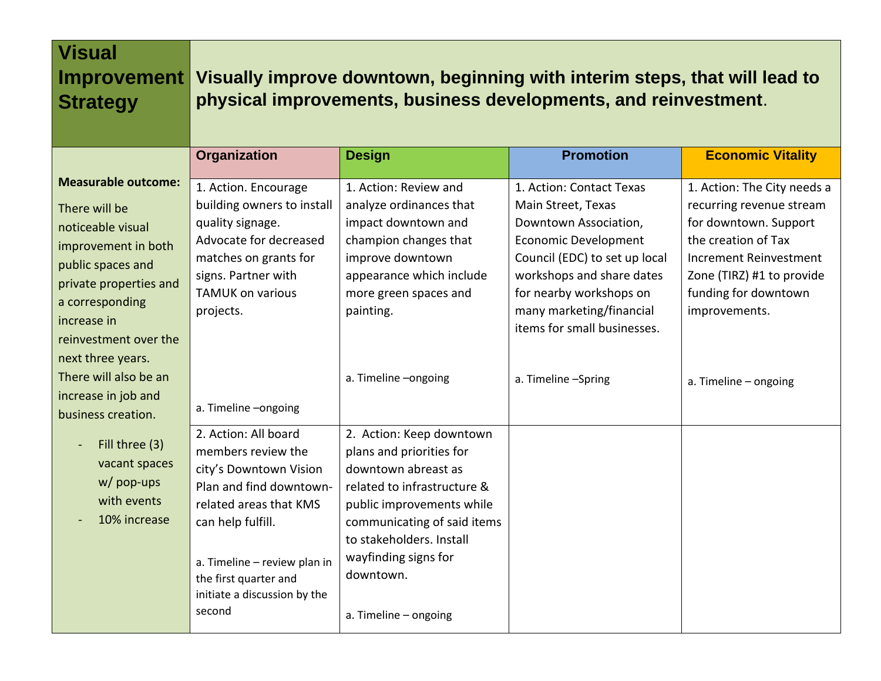| Visual Improvement Strategy | Visually improve downtown, beginning with interim steps, that will lead to physical improvements, business developments, and reinvestment. | | | |
|---|---|---|---|---|
| | **Organization** | **Design** | **Promotion** | **Economic Vitality** |
| **Measurable outcome:**<br><br>There will be noticeable visual improvement in both public spaces and private properties and a corresponding increase in reinvestment over the next three years. There will also be an increase in job and business creation.<br><br>- Fill three (3) vacant spaces w/ pop-ups with events<br>- 10% increase | 1. Action. Encourage building owners to install quality signage. Advocate for decreased matches on grants for signs. Partner with TAMUK on various projects.<br><br>a. Timeline –ongoing | 1. Action: Review and analyze ordinances that impact downtown and champion changes that improve downtown appearance which include more green spaces and painting.<br><br>a. Timeline –ongoing | 1. Action: Contact Texas Main Street, Texas Downtown Association, Economic Development Council (EDC) to set up local workshops and share dates for nearby workshops on many marketing/financial items for small businesses.<br><br>a. Timeline –Spring | 1. Action: The City needs a recurring revenue stream for downtown. Support the creation of Tax Increment Reinvestment Zone (TIRZ) #1 to provide funding for downtown improvements.<br><br>a. Timeline – ongoing |
| | 2. Action: All board members review the city's Downtown Vision Plan and find downtown-related areas that KMS can help fulfill.<br><br>a. Timeline – review plan in the first quarter and initiate a discussion by the second | 2. Action: Keep downtown plans and priorities for downtown abreast as related to infrastructure & public improvements while communicating of said items to stakeholders. Install wayfinding signs for downtown.<br><br>a. Timeline – ongoing | | |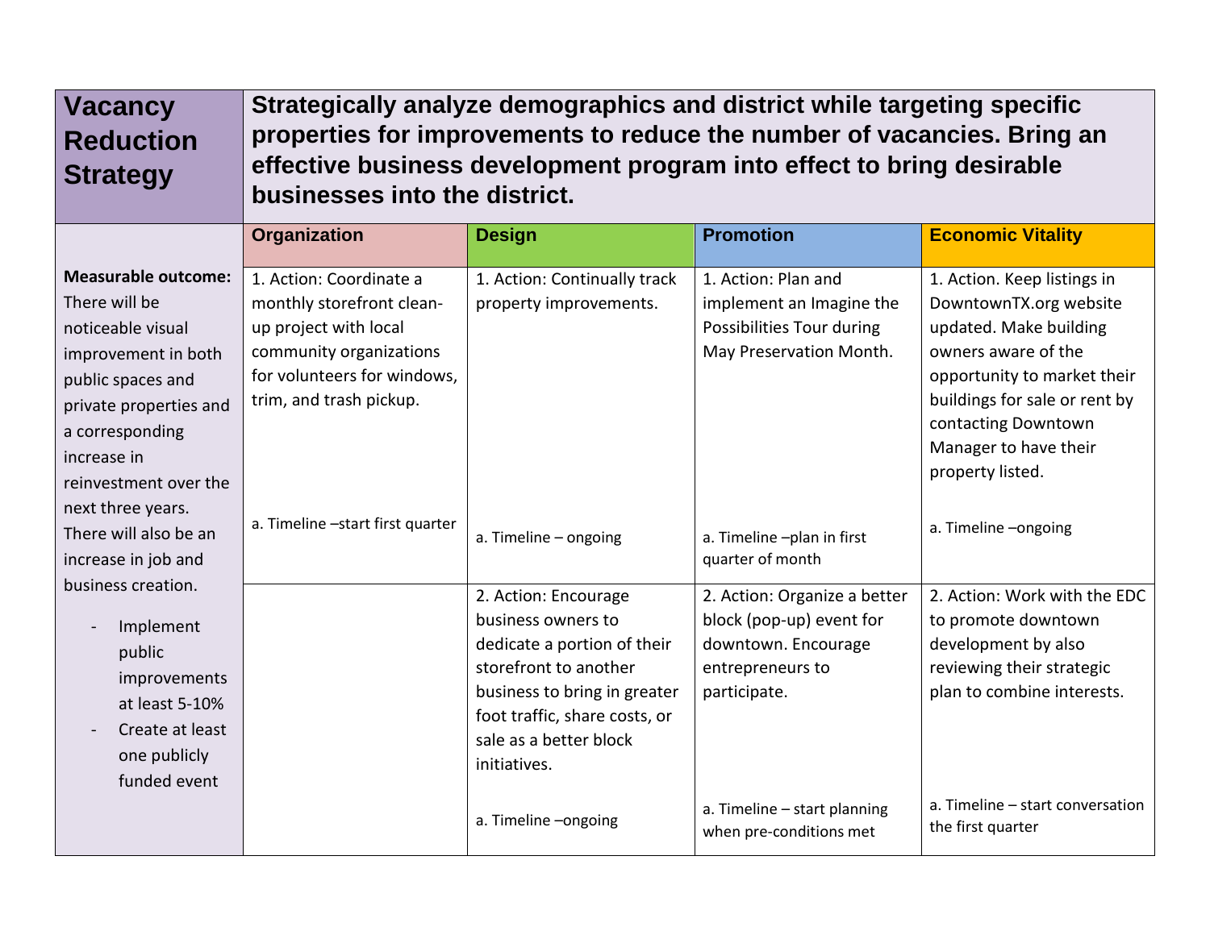| Vacancy Reduction Strategy | Strategically analyze demographics and district while targeting specific properties for improvements to reduce the number of vacancies. Bring an effective business development program into effect to bring desirable businesses into the district. | | | |
|---|---|---|---|---|
| | **Organization** | **Design** | **Promotion** | **Economic Vitality** |
| **Measurable outcome:** There will be noticeable visual improvement in both public spaces and private properties and a corresponding increase in reinvestment over the next three years. There will also be an increase in job and business creation.<br><br>- Implement public improvements at least 5-10%<br>- Create at least one publicly funded event | 1. Action: Coordinate a monthly storefront clean-up project with local community organizations for volunteers for windows, trim, and trash pickup.<br><br>a. Timeline –start first quarter | 1. Action: Continually track property improvements.<br><br>a. Timeline – ongoing | 1. Action: Plan and implement an Imagine the Possibilities Tour during May Preservation Month.<br><br>a. Timeline –plan in first quarter of month | 1. Action. Keep listings in DowntownTX.org website updated. Make building owners aware of the opportunity to market their buildings for sale or rent by contacting Downtown Manager to have their property listed.<br><br>a. Timeline –ongoing |
| | | 2. Action: Encourage business owners to dedicate a portion of their storefront to another business to bring in greater foot traffic, share costs, or sale as a better block initiatives.<br><br>a. Timeline –ongoing | 2. Action: Organize a better block (pop-up) event for downtown. Encourage entrepreneurs to participate.<br><br>a. Timeline – start planning when pre-conditions met | 2. Action: Work with the EDC to promote downtown development by also reviewing their strategic plan to combine interests.<br><br>a. Timeline – start conversation the first quarter |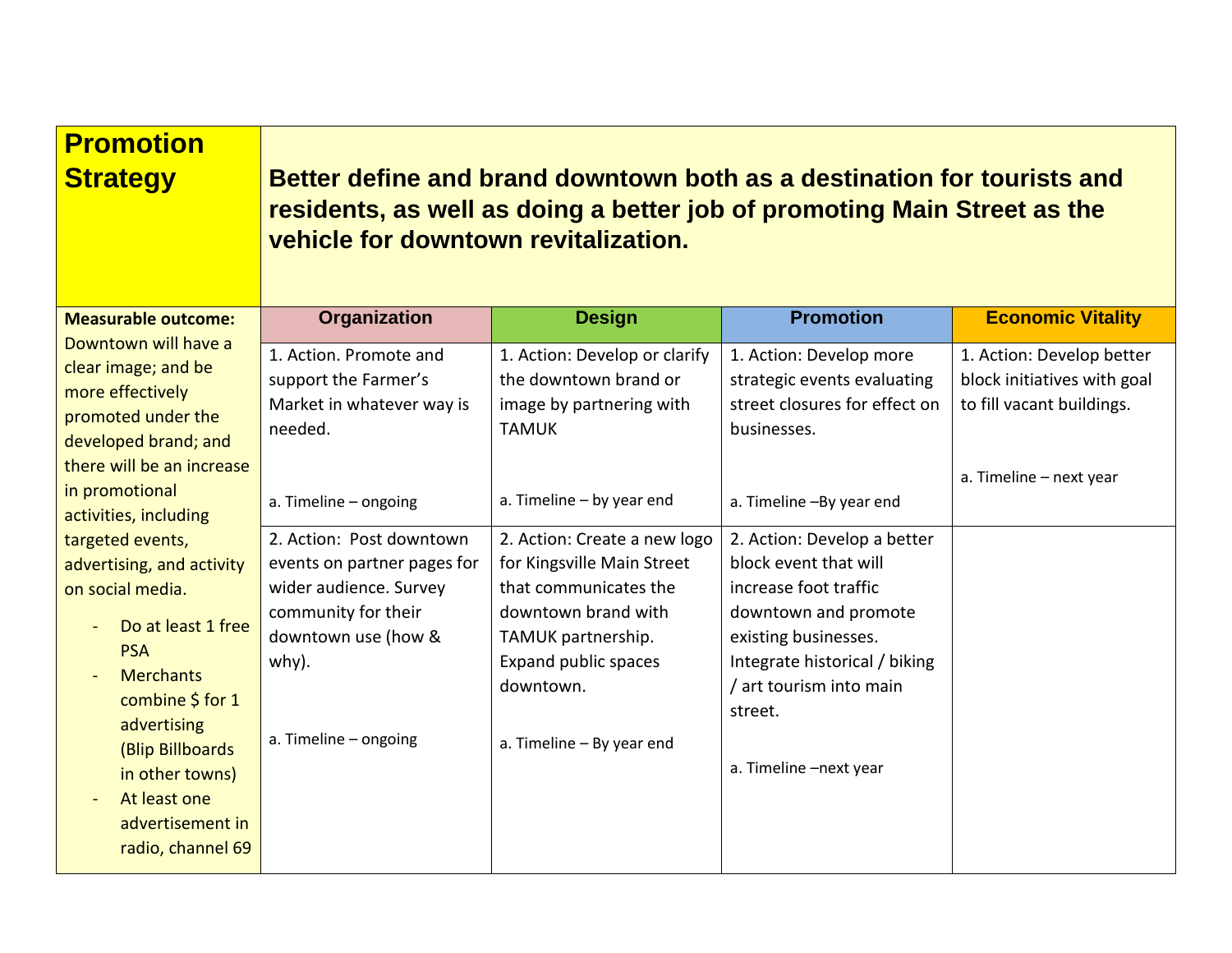| Promotion Strategy | Better define and brand downtown both as a destination for tourists and residents, as well as doing a better job of promoting Main Street as the vehicle for downtown revitalization. | | | |
|---|---|---|---|---|
| **Measurable outcome:** Downtown will have a clear image; and be more effectively promoted under the developed brand; and there will be an increase in promotional activities, including targeted events, advertising, and activity on social media. <br>- Do at least 1 free PSA<br>- Merchants combine $ for 1 advertising (Blip Billboards in other towns)<br>- At least one advertisement in radio, channel 69 | **Organization** | **Design** | **Promotion** | **Economic Vitality** |
| | 1. Action. Promote and support the Farmer's Market in whatever way is needed.<br><br>a. Timeline – ongoing | 1. Action: Develop or clarify the downtown brand or image by partnering with TAMUK<br><br>a. Timeline – by year end | 1. Action: Develop more strategic events evaluating street closures for effect on businesses.<br><br>a. Timeline –By year end | 1. Action: Develop better block initiatives with goal to fill vacant buildings.<br><br>a. Timeline – next year |
| | 2. Action: Post downtown events on partner pages for wider audience. Survey community for their downtown use (how & why).<br><br>a. Timeline – ongoing | 2. Action: Create a new logo for Kingsville Main Street that communicates the downtown brand with TAMUK partnership. Expand public spaces downtown.<br><br>a. Timeline – By year end | 2. Action: Develop a better block event that will increase foot traffic downtown and promote existing businesses. Integrate historical / biking / art tourism into main street.<br><br>a. Timeline –next year | |